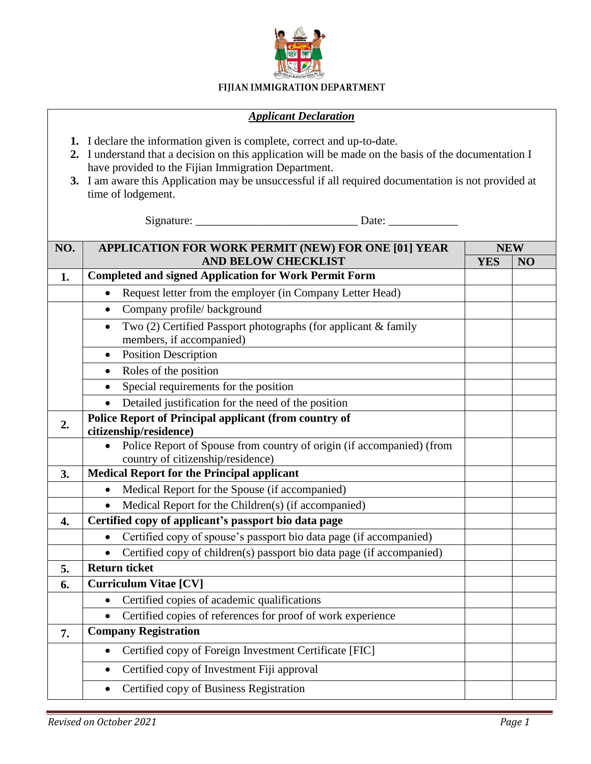**FIJIAN IMMIGRATION DEPARTMENT**

***Applicant Declaration***

1. I declare the information given is complete, correct and up-to-date.
2. I understand that a decision on this application will be made on the basis of the documentation I have provided to the Fijian Immigration Department.
3. I am aware this Application may be unsuccessful if all required documentation is not provided at time of lodgement.

Signature: ___________________________ Date: ____________

| NO. | APPLICATION FOR WORK PERMIT (NEW) FOR ONE [01] YEAR AND BELOW CHECKLIST | NEW | |
|---|---|---|---|
| | | YES | NO |
| 1. | **Completed and signed Application for Work Permit Form** | | |
| | • Request letter from the employer (in Company Letter Head) | | |
| | • Company profile/ background | | |
| | • Two (2) Certified Passport photographs (for applicant & family members, if accompanied) | | |
| | • Position Description | | |
| | • Roles of the position | | |
| | • Special requirements for the position | | |
| | • Detailed justification for the need of the position | | |
| 2. | **Police Report of Principal applicant (from country of citizenship/residence)** | | |
| | • Police Report of Spouse from country of origin (if accompanied) (from country of citizenship/residence) | | |
| 3. | **Medical Report for the Principal applicant** | | |
| | • Medical Report for the Spouse (if accompanied) | | |
| | • Medical Report for the Children(s) (if accompanied) | | |
| 4. | **Certified copy of applicant's passport bio data page** | | |
| | • Certified copy of spouse's passport bio data page (if accompanied) | | |
| | • Certified copy of children(s) passport bio data page (if accompanied) | | |
| 5. | **Return ticket** | | |
| 6. | **Curriculum Vitae [CV]** | | |
| | • Certified copies of academic qualifications | | |
| | • Certified copies of references for proof of work experience | | |
| 7. | **Company Registration** | | |
| | • Certified copy of Foreign Investment Certificate [FIC] | | |
| | • Certified copy of Investment Fiji approval | | |
| | • Certified copy of Business Registration | | |

*Revised on October 2021*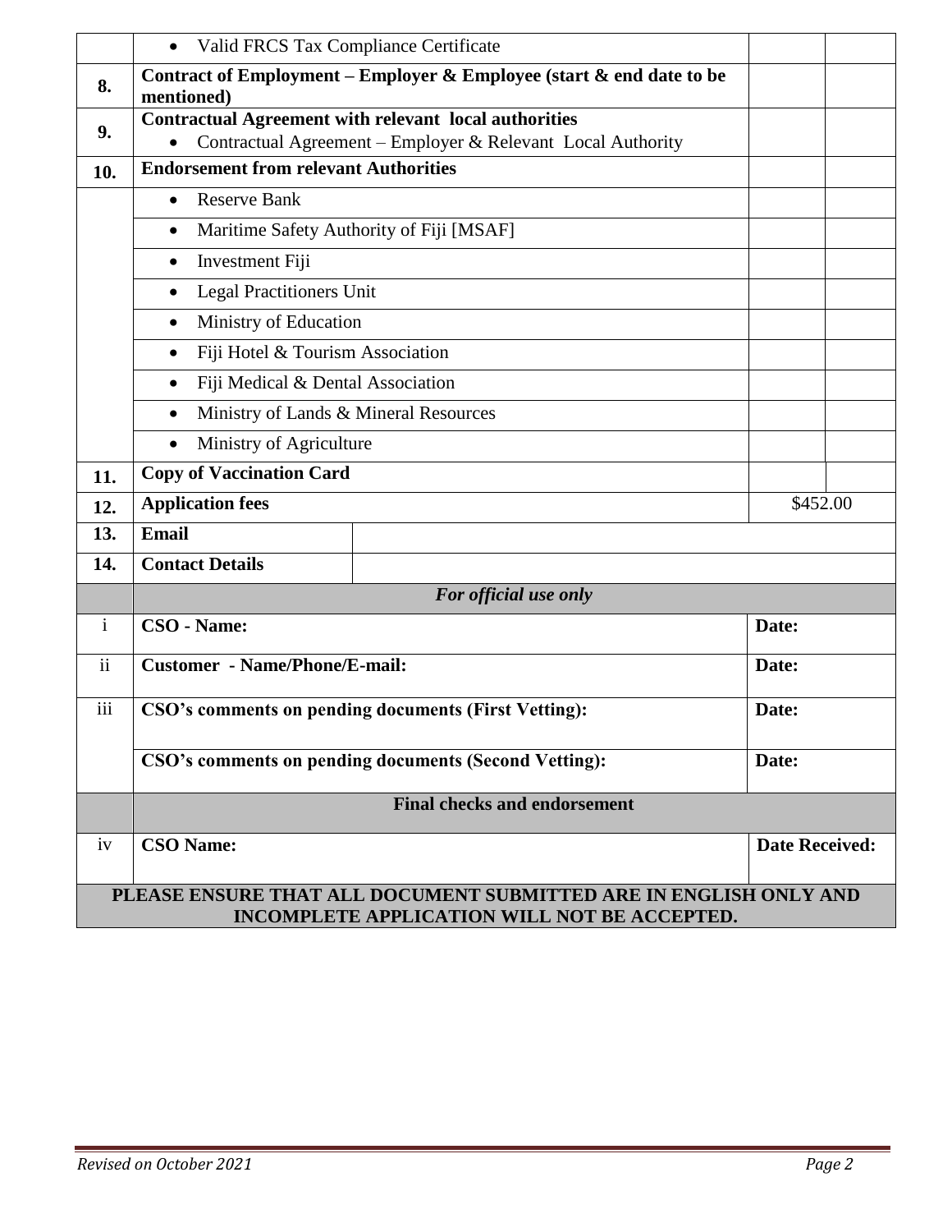| | | | |
|---|---|---|---|
| | • Valid FRCS Tax Compliance Certificate | | |
| **8.** | **Contract of Employment – Employer & Employee (start & end date to be mentioned)** | | |
| **9.** | **Contractual Agreement with relevant local authorities**<br>• Contractual Agreement – Employer & Relevant Local Authority | | |
| **10.** | **Endorsement from relevant Authorities** | | |
| | • Reserve Bank | | |
| | • Maritime Safety Authority of Fiji [MSAF] | | |
| | • Investment Fiji | | |
| | • Legal Practitioners Unit | | |
| | • Ministry of Education | | |
| | • Fiji Hotel & Tourism Association | | |
| | • Fiji Medical & Dental Association | | |
| | • Ministry of Lands & Mineral Resources | | |
| | • Ministry of Agriculture | | |
| **11.** | **Copy of Vaccination Card** | | |
| **12.** | **Application fees** | $452.00 | |
| **13.** | **Email** | | |
| **14.** | **Contact Details** | | |
| | ***For official use only*** | | |
| i | **CSO - Name:** | **Date:** | |
| ii | **Customer - Name/Phone/E-mail:** | **Date:** | |
| iii | **CSO's comments on pending documents (First Vetting):** | **Date:** | |
| | **CSO's comments on pending documents (Second Vetting):** | **Date:** | |
| | **Final checks and endorsement** | | |
| iv | **CSO Name:** | **Date Received:** | |

**PLEASE ENSURE THAT ALL DOCUMENT SUBMITTED ARE IN ENGLISH ONLY AND INCOMPLETE APPLICATION WILL NOT BE ACCEPTED.**

*Revised on October 2021*